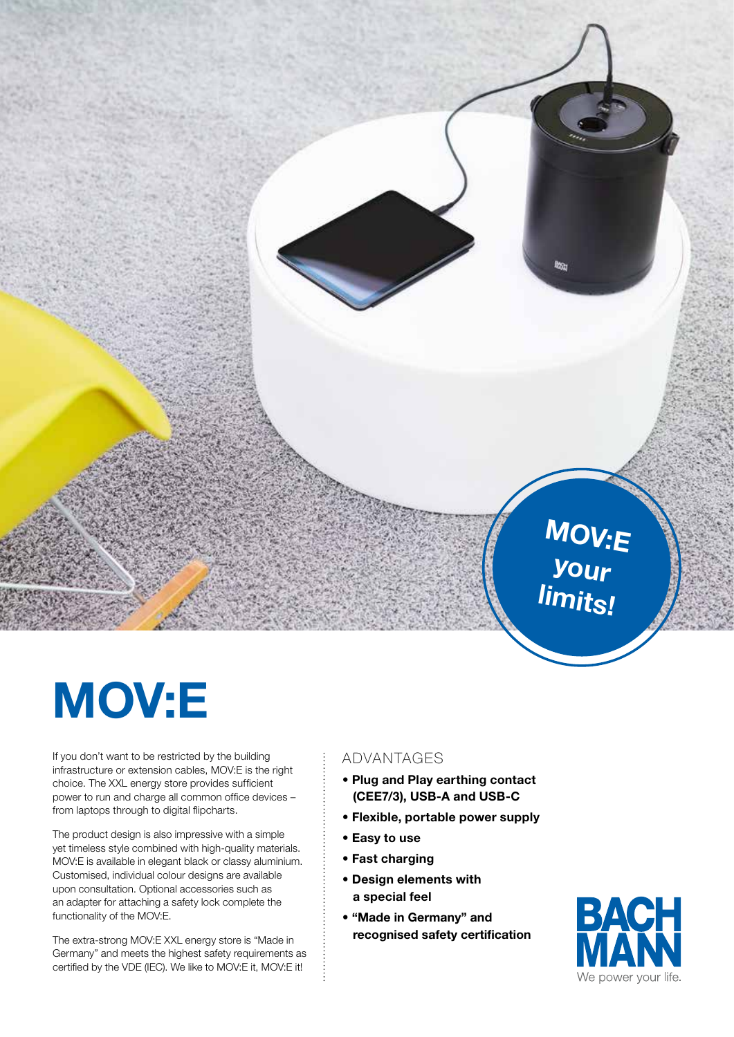MOV:E your limits!

# MOV:E

If you don't want to be restricted by the building infrastructure or extension cables, MOV:E is the right choice. The XXL energy store provides sufficient power to run and charge all common office devices – from laptops through to digital flipcharts.

The product design is also impressive with a simple yet timeless style combined with high-quality materials. MOV:E is available in elegant black or classy aluminium. Customised, individual colour designs are available upon consultation. Optional accessories such as an adapter for attaching a safety lock complete the functionality of the MOV:E.

The extra-strong MOV:E XXL energy store is "Made in Germany" and meets the highest safety requirements as certified by the VDE (IEC). We like to MOV:E it, MOV:E it!

## ADVANTAGES

- **Plug and Play earthing contact (CEE7/3), USB-A and USB-C**
- **Flexible, portable power supply**
- **Easy to use**
- **Fast charging**
- **Design elements with a special feel**
- **"Made in Germany" and recognised safety certification**

BACHMANN
We power your life.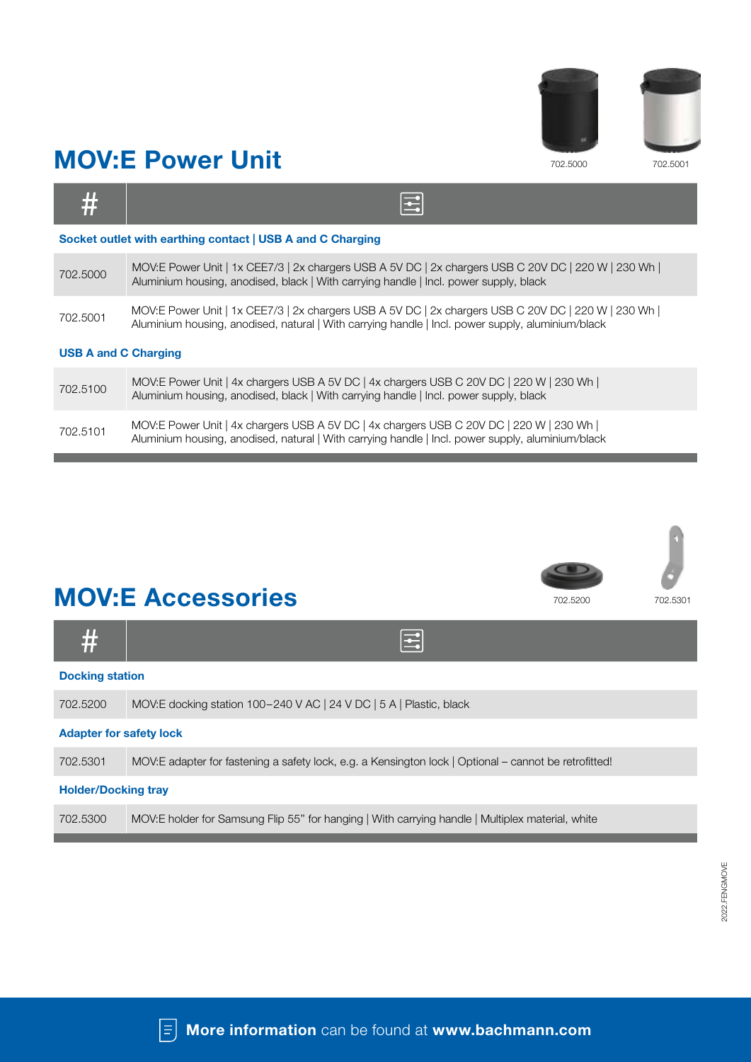## MOV:E Power Unit

702.5000 702.5001

| # | |
|---|---|
| **Socket outlet with earthing contact \| USB A and C Charging** | |
| 702.5000 | MOV:E Power Unit \| 1x CEE7/3 \| 2x chargers USB A 5V DC \| 2x chargers USB C 20V DC \| 220 W \| 230 Wh \| Aluminium housing, anodised, black \| With carrying handle \| Incl. power supply, black |
| 702.5001 | MOV:E Power Unit \| 1x CEE7/3 \| 2x chargers USB A 5V DC \| 2x chargers USB C 20V DC \| 220 W \| 230 Wh \| Aluminium housing, anodised, natural \| With carrying handle \| Incl. power supply, aluminium/black |
| **USB A and C Charging** | |
| 702.5100 | MOV:E Power Unit \| 4x chargers USB A 5V DC \| 4x chargers USB C 20V DC \| 220 W \| 230 Wh \| Aluminium housing, anodised, black \| With carrying handle \| Incl. power supply, black |
| 702.5101 | MOV:E Power Unit \| 4x chargers USB A 5V DC \| 4x chargers USB C 20V DC \| 220 W \| 230 Wh \| Aluminium housing, anodised, natural \| With carrying handle \| Incl. power supply, aluminium/black |

## MOV:E Accessories

702.5200 702.5301

| # | |
|---|---|
| **Docking station** | |
| 702.5200 | MOV:E docking station 100−240 V AC \| 24 V DC \| 5 A \| Plastic, black |
| **Adapter for safety lock** | |
| 702.5301 | MOV:E adapter for fastening a safety lock, e.g. a Kensington lock \| Optional – cannot be retrofitted! |
| **Holder/Docking tray** | |
| 702.5300 | MOV:E holder for Samsung Flip 55" for hanging \| With carrying handle \| Multiplex material, white |

2022.FENGMOVE

**More information** can be found at **www.bachmann.com**